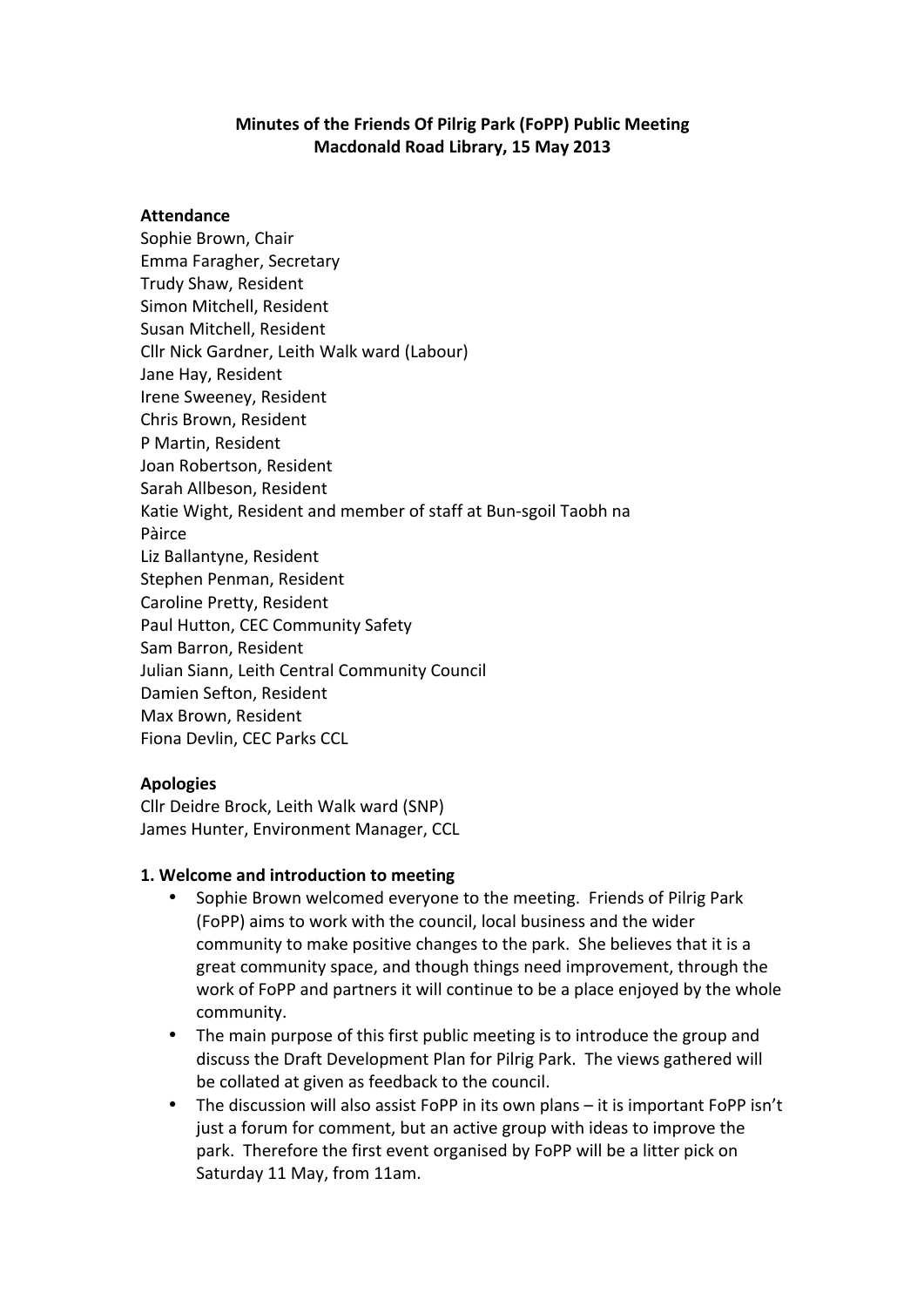**Minutes of the Friends Of Pilrig Park (FoPP) Public Meeting**
**Macdonald Road Library, 15 May 2013**

**Attendance**

Sophie Brown, Chair
Emma Faragher, Secretary
Trudy Shaw, Resident
Simon Mitchell, Resident
Susan Mitchell, Resident
Cllr Nick Gardner, Leith Walk ward (Labour)
Jane Hay, Resident
Irene Sweeney, Resident
Chris Brown, Resident
P Martin, Resident
Joan Robertson, Resident
Sarah Allbeson, Resident
Katie Wight, Resident and member of staff at Bun-sgoil Taobh na Pàirce
Liz Ballantyne, Resident
Stephen Penman, Resident
Caroline Pretty, Resident
Paul Hutton, CEC Community Safety
Sam Barron, Resident
Julian Siann, Leith Central Community Council
Damien Sefton, Resident
Max Brown, Resident
Fiona Devlin, CEC Parks CCL

**Apologies**

Cllr Deidre Brock, Leith Walk ward (SNP)
James Hunter, Environment Manager, CCL

**1. Welcome and introduction to meeting**

- Sophie Brown welcomed everyone to the meeting. Friends of Pilrig Park (FoPP) aims to work with the council, local business and the wider community to make positive changes to the park. She believes that it is a great community space, and though things need improvement, through the work of FoPP and partners it will continue to be a place enjoyed by the whole community.
- The main purpose of this first public meeting is to introduce the group and discuss the Draft Development Plan for Pilrig Park. The views gathered will be collated at given as feedback to the council.
- The discussion will also assist FoPP in its own plans – it is important FoPP isn't just a forum for comment, but an active group with ideas to improve the park. Therefore the first event organised by FoPP will be a litter pick on Saturday 11 May, from 11am.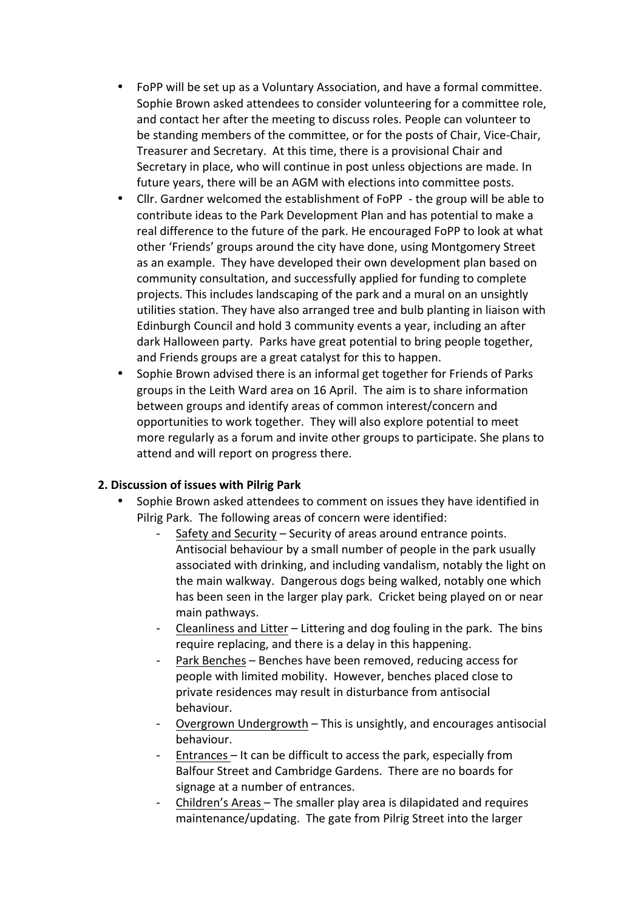- FoPP will be set up as a Voluntary Association, and have a formal committee. Sophie Brown asked attendees to consider volunteering for a committee role, and contact her after the meeting to discuss roles. People can volunteer to be standing members of the committee, or for the posts of Chair, Vice-Chair, Treasurer and Secretary. At this time, there is a provisional Chair and Secretary in place, who will continue in post unless objections are made. In future years, there will be an AGM with elections into committee posts.
- Cllr. Gardner welcomed the establishment of FoPP - the group will be able to contribute ideas to the Park Development Plan and has potential to make a real difference to the future of the park. He encouraged FoPP to look at what other 'Friends' groups around the city have done, using Montgomery Street as an example. They have developed their own development plan based on community consultation, and successfully applied for funding to complete projects. This includes landscaping of the park and a mural on an unsightly utilities station. They have also arranged tree and bulb planting in liaison with Edinburgh Council and hold 3 community events a year, including an after dark Halloween party. Parks have great potential to bring people together, and Friends groups are a great catalyst for this to happen.
- Sophie Brown advised there is an informal get together for Friends of Parks groups in the Leith Ward area on 16 April. The aim is to share information between groups and identify areas of common interest/concern and opportunities to work together. They will also explore potential to meet more regularly as a forum and invite other groups to participate. She plans to attend and will report on progress there.

**2. Discussion of issues with Pilrig Park**

- Sophie Brown asked attendees to comment on issues they have identified in Pilrig Park. The following areas of concern were identified:
  - Safety and Security – Security of areas around entrance points. Antisocial behaviour by a small number of people in the park usually associated with drinking, and including vandalism, notably the light on the main walkway. Dangerous dogs being walked, notably one which has been seen in the larger play park. Cricket being played on or near main pathways.
  - Cleanliness and Litter – Littering and dog fouling in the park. The bins require replacing, and there is a delay in this happening.
  - Park Benches – Benches have been removed, reducing access for people with limited mobility. However, benches placed close to private residences may result in disturbance from antisocial behaviour.
  - Overgrown Undergrowth – This is unsightly, and encourages antisocial behaviour.
  - Entrances – It can be difficult to access the park, especially from Balfour Street and Cambridge Gardens. There are no boards for signage at a number of entrances.
  - Children's Areas – The smaller play area is dilapidated and requires maintenance/updating. The gate from Pilrig Street into the larger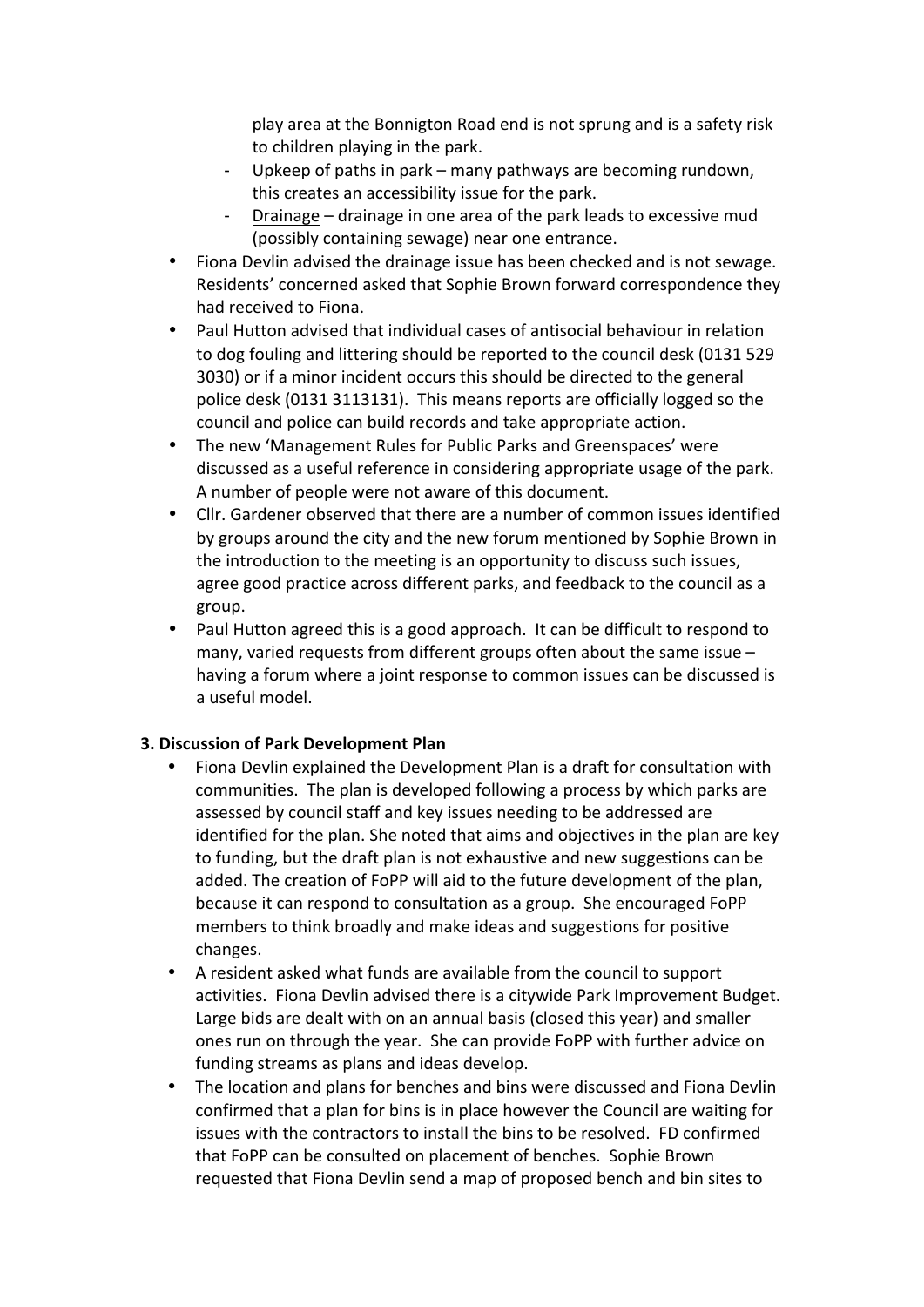play area at the Bonnington Road end is not sprung and is a safety risk to children playing in the park.
    - Upkeep of paths in park – many pathways are becoming rundown, this creates an accessibility issue for the park.
    - Drainage – drainage in one area of the park leads to excessive mud (possibly containing sewage) near one entrance.
- Fiona Devlin advised the drainage issue has been checked and is not sewage. Residents' concerned asked that Sophie Brown forward correspondence they had received to Fiona.
- Paul Hutton advised that individual cases of antisocial behaviour in relation to dog fouling and littering should be reported to the council desk (0131 529 3030) or if a minor incident occurs this should be directed to the general police desk (0131 3113131). This means reports are officially logged so the council and police can build records and take appropriate action.
- The new 'Management Rules for Public Parks and Greenspaces' were discussed as a useful reference in considering appropriate usage of the park. A number of people were not aware of this document.
- Cllr. Gardener observed that there are a number of common issues identified by groups around the city and the new forum mentioned by Sophie Brown in the introduction to the meeting is an opportunity to discuss such issues, agree good practice across different parks, and feedback to the council as a group.
- Paul Hutton agreed this is a good approach. It can be difficult to respond to many, varied requests from different groups often about the same issue – having a forum where a joint response to common issues can be discussed is a useful model.

**3. Discussion of Park Development Plan**

- Fiona Devlin explained the Development Plan is a draft for consultation with communities. The plan is developed following a process by which parks are assessed by council staff and key issues needing to be addressed are identified for the plan. She noted that aims and objectives in the plan are key to funding, but the draft plan is not exhaustive and new suggestions can be added. The creation of FoPP will aid to the future development of the plan, because it can respond to consultation as a group. She encouraged FoPP members to think broadly and make ideas and suggestions for positive changes.
- A resident asked what funds are available from the council to support activities. Fiona Devlin advised there is a citywide Park Improvement Budget. Large bids are dealt with on an annual basis (closed this year) and smaller ones run on through the year. She can provide FoPP with further advice on funding streams as plans and ideas develop.
- The location and plans for benches and bins were discussed and Fiona Devlin confirmed that a plan for bins is in place however the Council are waiting for issues with the contractors to install the bins to be resolved. FD confirmed that FoPP can be consulted on placement of benches. Sophie Brown requested that Fiona Devlin send a map of proposed bench and bin sites to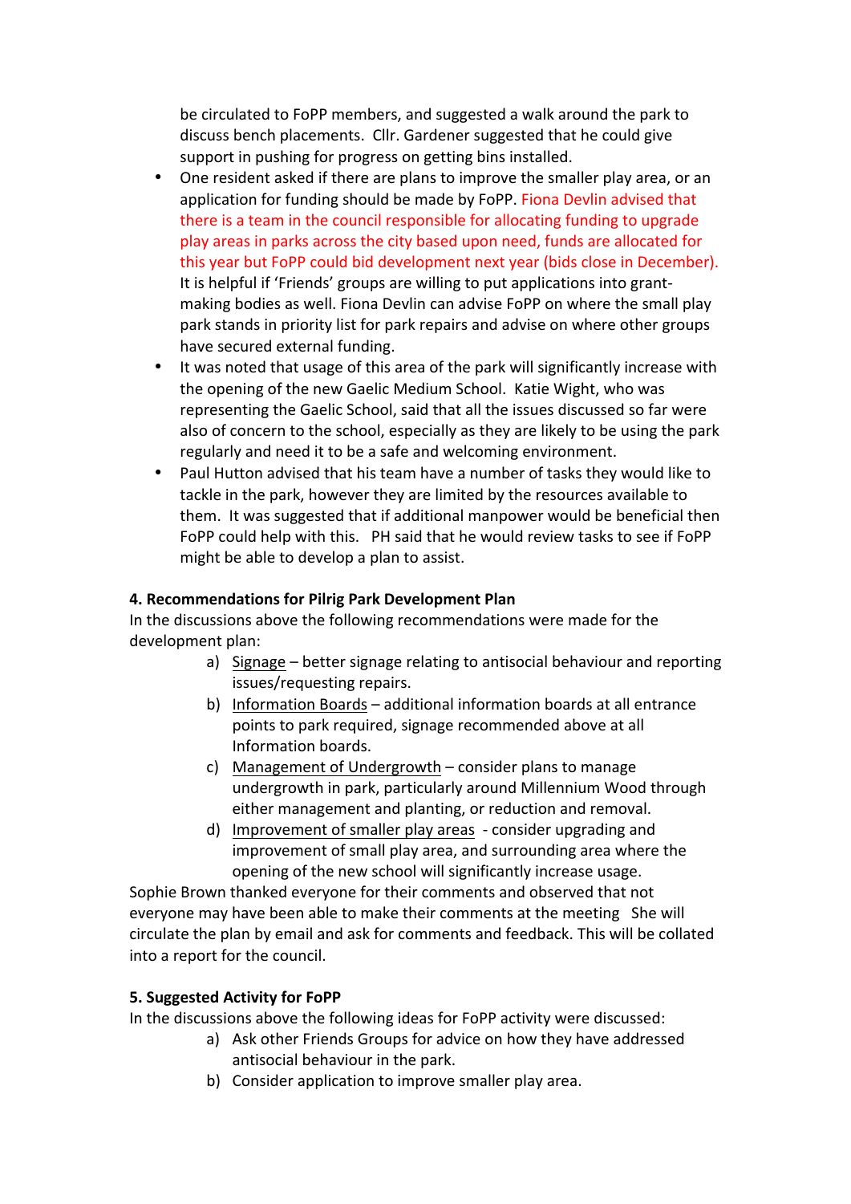be circulated to FoPP members, and suggested a walk around the park to discuss bench placements. Cllr. Gardener suggested that he could give support in pushing for progress on getting bins installed.

- One resident asked if there are plans to improve the smaller play area, or an application for funding should be made by FoPP. Fiona Devlin advised that there is a team in the council responsible for allocating funding to upgrade play areas in parks across the city based upon need, funds are allocated for this year but FoPP could bid development next year (bids close in December). It is helpful if 'Friends' groups are willing to put applications into grant-making bodies as well. Fiona Devlin can advise FoPP on where the small play park stands in priority list for park repairs and advise on where other groups have secured external funding.
- It was noted that usage of this area of the park will significantly increase with the opening of the new Gaelic Medium School. Katie Wight, who was representing the Gaelic School, said that all the issues discussed so far were also of concern to the school, especially as they are likely to be using the park regularly and need it to be a safe and welcoming environment.
- Paul Hutton advised that his team have a number of tasks they would like to tackle in the park, however they are limited by the resources available to them. It was suggested that if additional manpower would be beneficial then FoPP could help with this. PH said that he would review tasks to see if FoPP might be able to develop a plan to assist.

**4. Recommendations for Pilrig Park Development Plan**

In the discussions above the following recommendations were made for the development plan:

a) Signage – better signage relating to antisocial behaviour and reporting issues/requesting repairs.

b) Information Boards – additional information boards at all entrance points to park required, signage recommended above at all Information boards.

c) Management of Undergrowth – consider plans to manage undergrowth in park, particularly around Millennium Wood through either management and planting, or reduction and removal.

d) Improvement of smaller play areas - consider upgrading and improvement of small play area, and surrounding area where the opening of the new school will significantly increase usage.

Sophie Brown thanked everyone for their comments and observed that not everyone may have been able to make their comments at the meeting She will circulate the plan by email and ask for comments and feedback. This will be collated into a report for the council.

**5. Suggested Activity for FoPP**

In the discussions above the following ideas for FoPP activity were discussed:

a) Ask other Friends Groups for advice on how they have addressed antisocial behaviour in the park.

b) Consider application to improve smaller play area.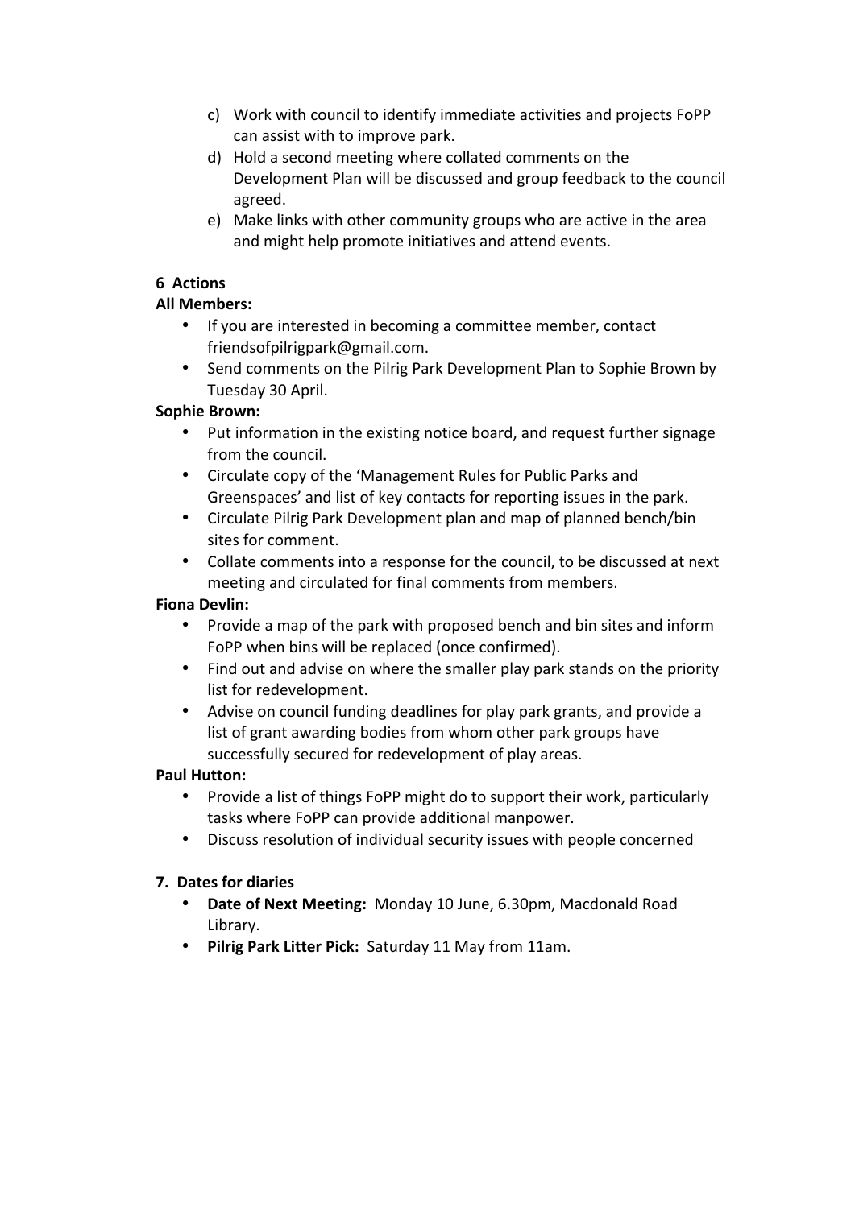c) Work with council to identify immediate activities and projects FoPP can assist with to improve park.
d) Hold a second meeting where collated comments on the Development Plan will be discussed and group feedback to the council agreed.
e) Make links with other community groups who are active in the area and might help promote initiatives and attend events.

**6 Actions**

**All Members:**

- If you are interested in becoming a committee member, contact friendsofpilrigpark@gmail.com.
- Send comments on the Pilrig Park Development Plan to Sophie Brown by Tuesday 30 April.

**Sophie Brown:**

- Put information in the existing notice board, and request further signage from the council.
- Circulate copy of the 'Management Rules for Public Parks and Greenspaces' and list of key contacts for reporting issues in the park.
- Circulate Pilrig Park Development plan and map of planned bench/bin sites for comment.
- Collate comments into a response for the council, to be discussed at next meeting and circulated for final comments from members.

**Fiona Devlin:**

- Provide a map of the park with proposed bench and bin sites and inform FoPP when bins will be replaced (once confirmed).
- Find out and advise on where the smaller play park stands on the priority list for redevelopment.
- Advise on council funding deadlines for play park grants, and provide a list of grant awarding bodies from whom other park groups have successfully secured for redevelopment of play areas.

**Paul Hutton:**

- Provide a list of things FoPP might do to support their work, particularly tasks where FoPP can provide additional manpower.
- Discuss resolution of individual security issues with people concerned

**7. Dates for diaries**

- **Date of Next Meeting:** Monday 10 June, 6.30pm, Macdonald Road Library.
- **Pilrig Park Litter Pick:** Saturday 11 May from 11am.